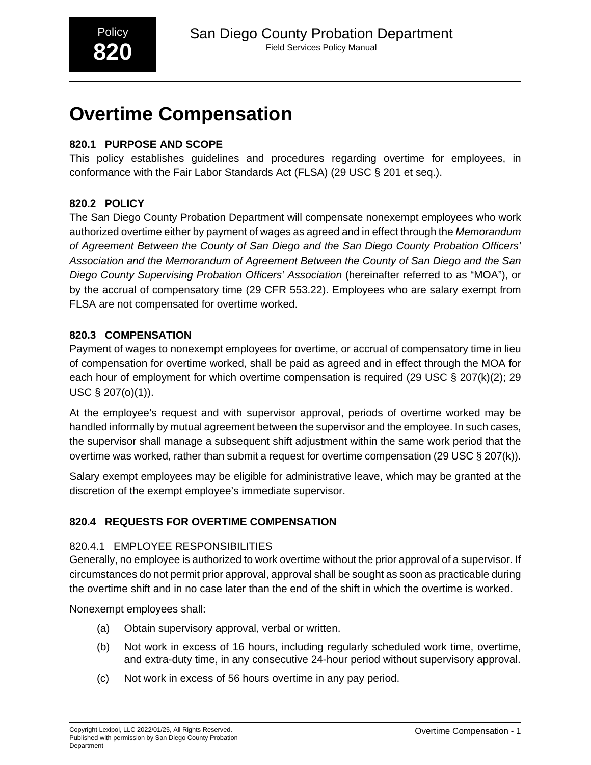Policy **820**

San Diego County Probation Department
Field Services Policy Manual

# Overtime Compensation

### 820.1 PURPOSE AND SCOPE

This policy establishes guidelines and procedures regarding overtime for employees, in conformance with the Fair Labor Standards Act (FLSA) (29 USC § 201 et seq.).

### 820.2 POLICY

The San Diego County Probation Department will compensate nonexempt employees who work authorized overtime either by payment of wages as agreed and in effect through the *Memorandum of Agreement Between the County of San Diego and the San Diego County Probation Officers' Association and the Memorandum of Agreement Between the County of San Diego and the San Diego County Supervising Probation Officers' Association* (hereinafter referred to as "MOA"), or by the accrual of compensatory time (29 CFR 553.22). Employees who are salary exempt from FLSA are not compensated for overtime worked.

### 820.3 COMPENSATION

Payment of wages to nonexempt employees for overtime, or accrual of compensatory time in lieu of compensation for overtime worked, shall be paid as agreed and in effect through the MOA for each hour of employment for which overtime compensation is required (29 USC § 207(k)(2); 29 USC § 207(o)(1)).

At the employee's request and with supervisor approval, periods of overtime worked may be handled informally by mutual agreement between the supervisor and the employee. In such cases, the supervisor shall manage a subsequent shift adjustment within the same work period that the overtime was worked, rather than submit a request for overtime compensation (29 USC § 207(k)).

Salary exempt employees may be eligible for administrative leave, which may be granted at the discretion of the exempt employee's immediate supervisor.

### 820.4 REQUESTS FOR OVERTIME COMPENSATION

#### 820.4.1 EMPLOYEE RESPONSIBILITIES

Generally, no employee is authorized to work overtime without the prior approval of a supervisor. If circumstances do not permit prior approval, approval shall be sought as soon as practicable during the overtime shift and in no case later than the end of the shift in which the overtime is worked.

Nonexempt employees shall:

(a) Obtain supervisory approval, verbal or written.

(b) Not work in excess of 16 hours, including regularly scheduled work time, overtime, and extra-duty time, in any consecutive 24-hour period without supervisory approval.

(c) Not work in excess of 56 hours overtime in any pay period.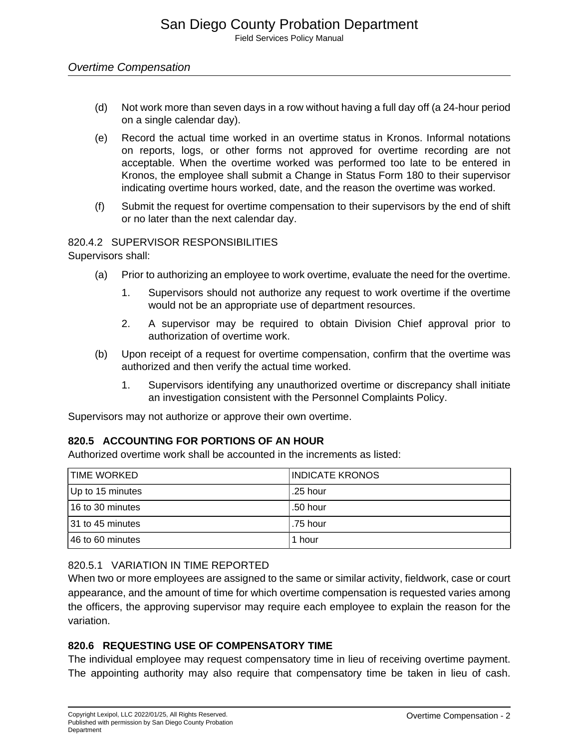(d) Not work more than seven days in a row without having a full day off (a 24-hour period on a single calendar day).

(e) Record the actual time worked in an overtime status in Kronos. Informal notations on reports, logs, or other forms not approved for overtime recording are not acceptable. When the overtime worked was performed too late to be entered in Kronos, the employee shall submit a Change in Status Form 180 to their supervisor indicating overtime hours worked, date, and the reason the overtime was worked.

(f) Submit the request for overtime compensation to their supervisors by the end of shift or no later than the next calendar day.

### 820.4.2 SUPERVISOR RESPONSIBILITIES

Supervisors shall:

(a) Prior to authorizing an employee to work overtime, evaluate the need for the overtime.

1. Supervisors should not authorize any request to work overtime if the overtime would not be an appropriate use of department resources.
2. A supervisor may be required to obtain Division Chief approval prior to authorization of overtime work.

(b) Upon receipt of a request for overtime compensation, confirm that the overtime was authorized and then verify the actual time worked.

1. Supervisors identifying any unauthorized overtime or discrepancy shall initiate an investigation consistent with the Personnel Complaints Policy.

Supervisors may not authorize or approve their own overtime.

## 820.5 ACCOUNTING FOR PORTIONS OF AN HOUR

Authorized overtime work shall be accounted in the increments as listed:

| TIME WORKED | INDICATE KRONOS |
|---|---|
| Up to 15 minutes | .25 hour |
| 16 to 30 minutes | .50 hour |
| 31 to 45 minutes | .75 hour |
| 46 to 60 minutes | 1 hour |

### 820.5.1 VARIATION IN TIME REPORTED

When two or more employees are assigned to the same or similar activity, fieldwork, case or court appearance, and the amount of time for which overtime compensation is requested varies among the officers, the approving supervisor may require each employee to explain the reason for the variation.

## 820.6 REQUESTING USE OF COMPENSATORY TIME

The individual employee may request compensatory time in lieu of receiving overtime payment. The appointing authority may also require that compensatory time be taken in lieu of cash.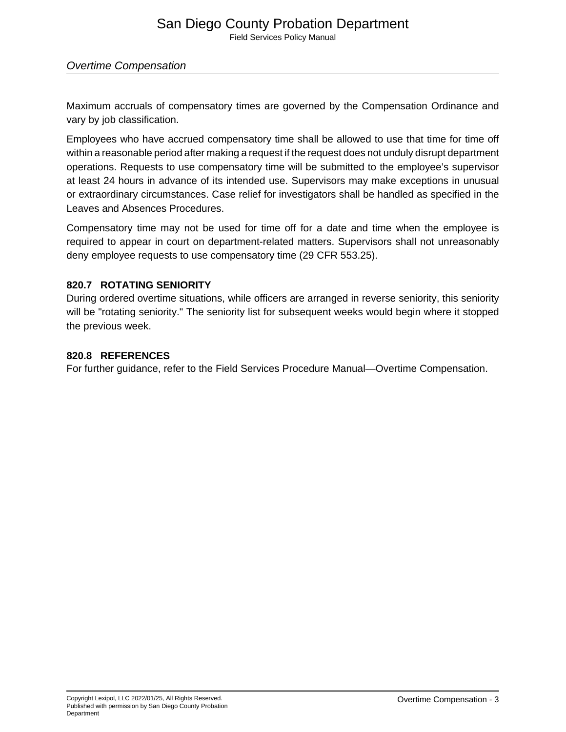Maximum accruals of compensatory times are governed by the Compensation Ordinance and vary by job classification.

Employees who have accrued compensatory time shall be allowed to use that time for time off within a reasonable period after making a request if the request does not unduly disrupt department operations. Requests to use compensatory time will be submitted to the employee's supervisor at least 24 hours in advance of its intended use. Supervisors may make exceptions in unusual or extraordinary circumstances. Case relief for investigators shall be handled as specified in the Leaves and Absences Procedures.

Compensatory time may not be used for time off for a date and time when the employee is required to appear in court on department-related matters. Supervisors shall not unreasonably deny employee requests to use compensatory time (29 CFR 553.25).

### 820.7 ROTATING SENIORITY

During ordered overtime situations, while officers are arranged in reverse seniority, this seniority will be "rotating seniority." The seniority list for subsequent weeks would begin where it stopped the previous week.

### 820.8 REFERENCES

For further guidance, refer to the Field Services Procedure Manual—Overtime Compensation.